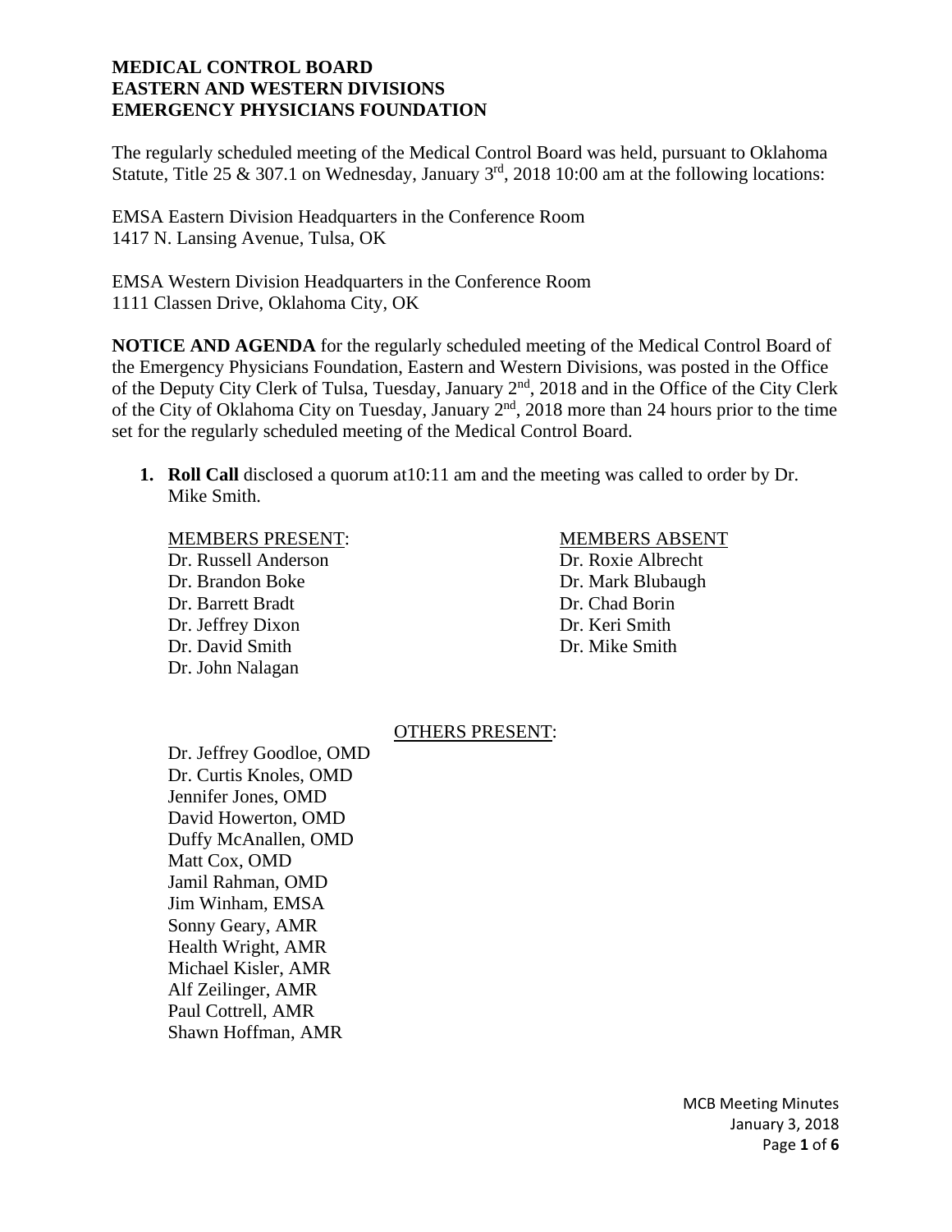**MEDICAL CONTROL BOARD**
**EASTERN AND WESTERN DIVISIONS**
**EMERGENCY PHYSICIANS FOUNDATION**

The regularly scheduled meeting of the Medical Control Board was held, pursuant to Oklahoma Statute, Title 25 & 307.1 on Wednesday, January 3rd, 2018 10:00 am at the following locations:

EMSA Eastern Division Headquarters in the Conference Room
1417 N. Lansing Avenue, Tulsa, OK

EMSA Western Division Headquarters in the Conference Room
1111 Classen Drive, Oklahoma City, OK

**NOTICE AND AGENDA** for the regularly scheduled meeting of the Medical Control Board of the Emergency Physicians Foundation, Eastern and Western Divisions, was posted in the Office of the Deputy City Clerk of Tulsa, Tuesday, January 2nd, 2018 and in the Office of the City Clerk of the City of Oklahoma City on Tuesday, January 2nd, 2018 more than 24 hours prior to the time set for the regularly scheduled meeting of the Medical Control Board.

1. **Roll Call** disclosed a quorum at10:11 am and the meeting was called to order by Dr. Mike Smith.

| MEMBERS PRESENT: | MEMBERS ABSENT |
|---|---|
| Dr. Russell Anderson | Dr. Roxie Albrecht |
| Dr. Brandon Boke | Dr. Mark Blubaugh |
| Dr. Barrett Bradt | Dr. Chad Borin |
| Dr. Jeffrey Dixon | Dr. Keri Smith |
| Dr. David Smith | Dr. Mike Smith |
| Dr. John Nalagan | |

OTHERS PRESENT:

Dr. Jeffrey Goodloe, OMD
Dr. Curtis Knoles, OMD
Jennifer Jones, OMD
David Howerton, OMD
Duffy McAnallen, OMD
Matt Cox, OMD
Jamil Rahman, OMD
Jim Winham, EMSA
Sonny Geary, AMR
Health Wright, AMR
Michael Kisler, AMR
Alf Zeilinger, AMR
Paul Cottrell, AMR
Shawn Hoffman, AMR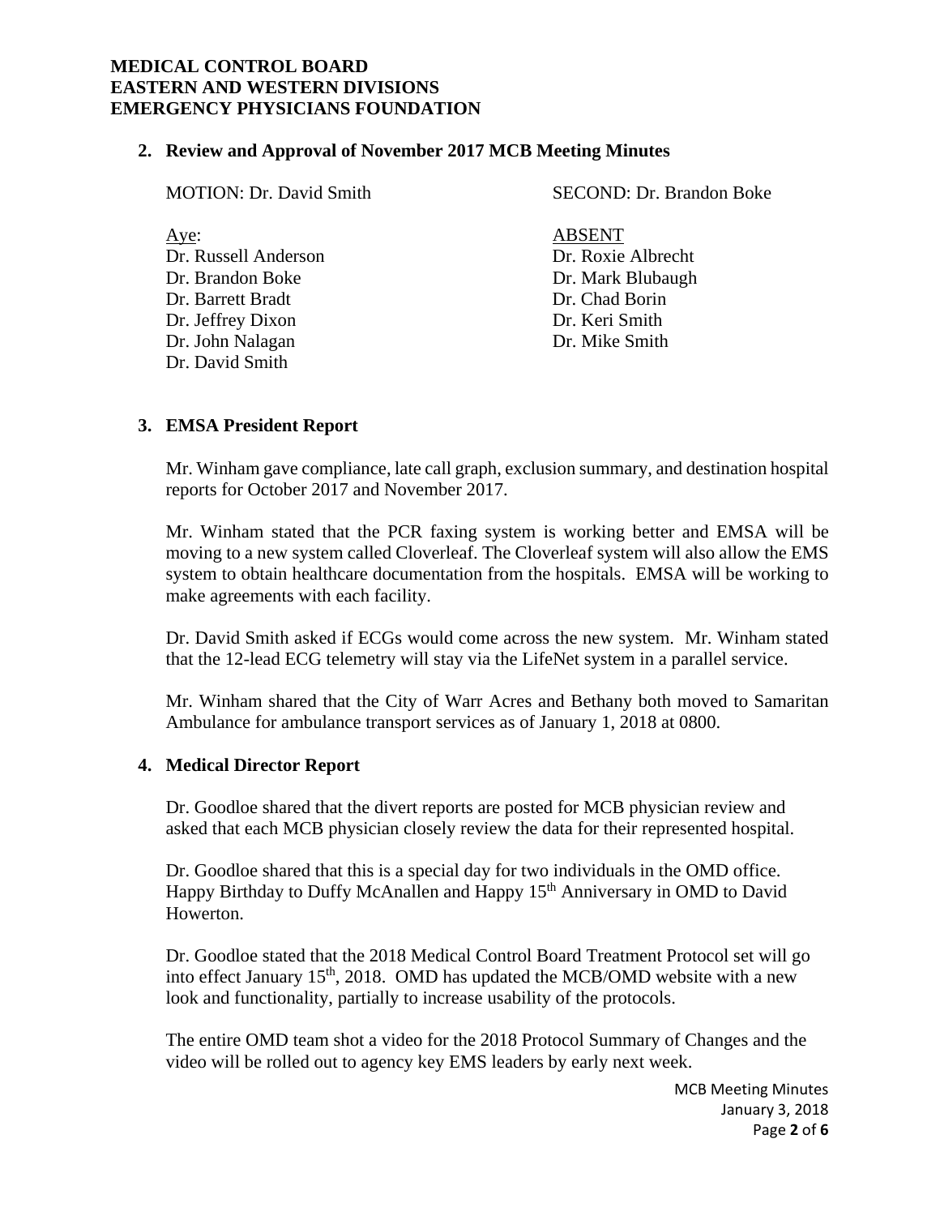**MEDICAL CONTROL BOARD**
**EASTERN AND WESTERN DIVISIONS**
**EMERGENCY PHYSICIANS FOUNDATION**

**2. Review and Approval of November 2017 MCB Meeting Minutes**

MOTION: Dr. David Smith SECOND: Dr. Brandon Boke

| Aye: | ABSENT |
|---|---|
| Dr. Russell Anderson | Dr. Roxie Albrecht |
| Dr. Brandon Boke | Dr. Mark Blubaugh |
| Dr. Barrett Bradt | Dr. Chad Borin |
| Dr. Jeffrey Dixon | Dr. Keri Smith |
| Dr. John Nalagan | Dr. Mike Smith |
| Dr. David Smith | |

**3. EMSA President Report**

Mr. Winham gave compliance, late call graph, exclusion summary, and destination hospital reports for October 2017 and November 2017.

Mr. Winham stated that the PCR faxing system is working better and EMSA will be moving to a new system called Cloverleaf. The Cloverleaf system will also allow the EMS system to obtain healthcare documentation from the hospitals. EMSA will be working to make agreements with each facility.

Dr. David Smith asked if ECGs would come across the new system. Mr. Winham stated that the 12-lead ECG telemetry will stay via the LifeNet system in a parallel service.

Mr. Winham shared that the City of Warr Acres and Bethany both moved to Samaritan Ambulance for ambulance transport services as of January 1, 2018 at 0800.

**4. Medical Director Report**

Dr. Goodloe shared that the divert reports are posted for MCB physician review and asked that each MCB physician closely review the data for their represented hospital.

Dr. Goodloe shared that this is a special day for two individuals in the OMD office. Happy Birthday to Duffy McAnallen and Happy 15th Anniversary in OMD to David Howerton.

Dr. Goodloe stated that the 2018 Medical Control Board Treatment Protocol set will go into effect January 15th, 2018. OMD has updated the MCB/OMD website with a new look and functionality, partially to increase usability of the protocols.

The entire OMD team shot a video for the 2018 Protocol Summary of Changes and the video will be rolled out to agency key EMS leaders by early next week.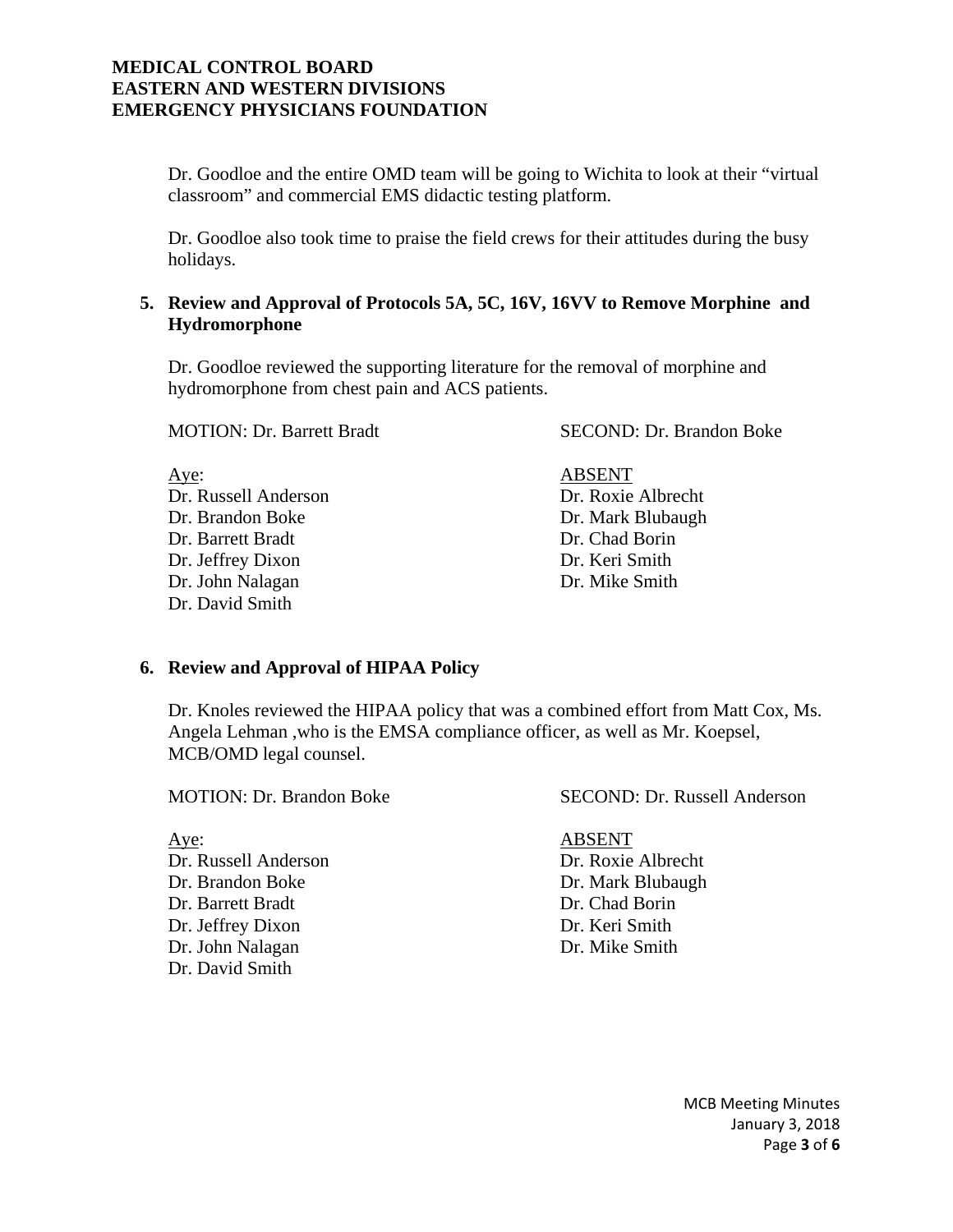Dr. Goodloe and the entire OMD team will be going to Wichita to look at their "virtual classroom" and commercial EMS didactic testing platform.

Dr. Goodloe also took time to praise the field crews for their attitudes during the busy holidays.

**5. Review and Approval of Protocols 5A, 5C, 16V, 16VV to Remove Morphine and Hydromorphone**

Dr. Goodloe reviewed the supporting literature for the removal of morphine and hydromorphone from chest pain and ACS patients.

MOTION: Dr. Barrett Bradt SECOND: Dr. Brandon Boke

| Aye: | ABSENT |
|---|---|
| Dr. Russell Anderson | Dr. Roxie Albrecht |
| Dr. Brandon Boke | Dr. Mark Blubaugh |
| Dr. Barrett Bradt | Dr. Chad Borin |
| Dr. Jeffrey Dixon | Dr. Keri Smith |
| Dr. John Nalagan | Dr. Mike Smith |
| Dr. David Smith | |

**6. Review and Approval of HIPAA Policy**

Dr. Knoles reviewed the HIPAA policy that was a combined effort from Matt Cox, Ms. Angela Lehman ,who is the EMSA compliance officer, as well as Mr. Koepsel, MCB/OMD legal counsel.

MOTION: Dr. Brandon Boke SECOND: Dr. Russell Anderson

| Aye: | ABSENT |
|---|---|
| Dr. Russell Anderson | Dr. Roxie Albrecht |
| Dr. Brandon Boke | Dr. Mark Blubaugh |
| Dr. Barrett Bradt | Dr. Chad Borin |
| Dr. Jeffrey Dixon | Dr. Keri Smith |
| Dr. John Nalagan | Dr. Mike Smith |
| Dr. David Smith | |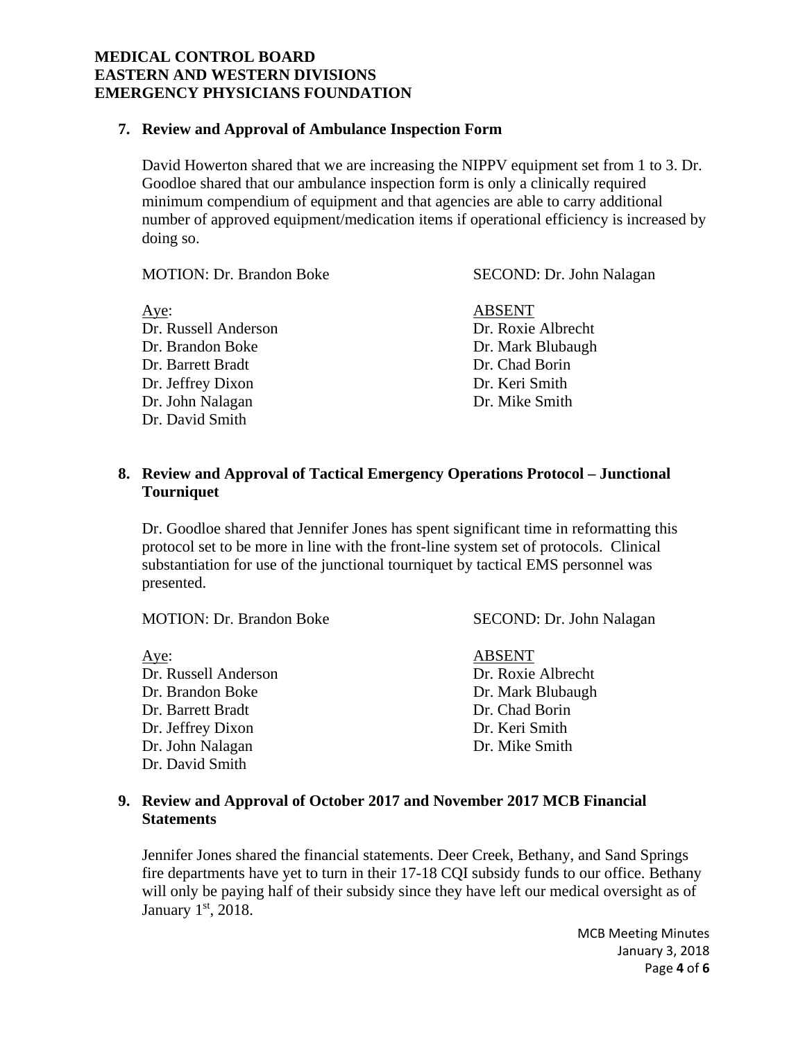**7. Review and Approval of Ambulance Inspection Form**

David Howerton shared that we are increasing the NIPPV equipment set from 1 to 3. Dr. Goodloe shared that our ambulance inspection form is only a clinically required minimum compendium of equipment and that agencies are able to carry additional number of approved equipment/medication items if operational efficiency is increased by doing so.

MOTION: Dr. Brandon Boke SECOND: Dr. John Nalagan

| Aye: | ABSENT |
|---|---|
| Dr. Russell Anderson | Dr. Roxie Albrecht |
| Dr. Brandon Boke | Dr. Mark Blubaugh |
| Dr. Barrett Bradt | Dr. Chad Borin |
| Dr. Jeffrey Dixon | Dr. Keri Smith |
| Dr. John Nalagan | Dr. Mike Smith |
| Dr. David Smith | |

**8. Review and Approval of Tactical Emergency Operations Protocol – Junctional Tourniquet**

Dr. Goodloe shared that Jennifer Jones has spent significant time in reformatting this protocol set to be more in line with the front-line system set of protocols. Clinical substantiation for use of the junctional tourniquet by tactical EMS personnel was presented.

MOTION: Dr. Brandon Boke SECOND: Dr. John Nalagan

| Aye: | ABSENT |
|---|---|
| Dr. Russell Anderson | Dr. Roxie Albrecht |
| Dr. Brandon Boke | Dr. Mark Blubaugh |
| Dr. Barrett Bradt | Dr. Chad Borin |
| Dr. Jeffrey Dixon | Dr. Keri Smith |
| Dr. John Nalagan | Dr. Mike Smith |
| Dr. David Smith | |

**9. Review and Approval of October 2017 and November 2017 MCB Financial Statements**

Jennifer Jones shared the financial statements. Deer Creek, Bethany, and Sand Springs fire departments have yet to turn in their 17-18 CQI subsidy funds to our office. Bethany will only be paying half of their subsidy since they have left our medical oversight as of January 1st, 2018.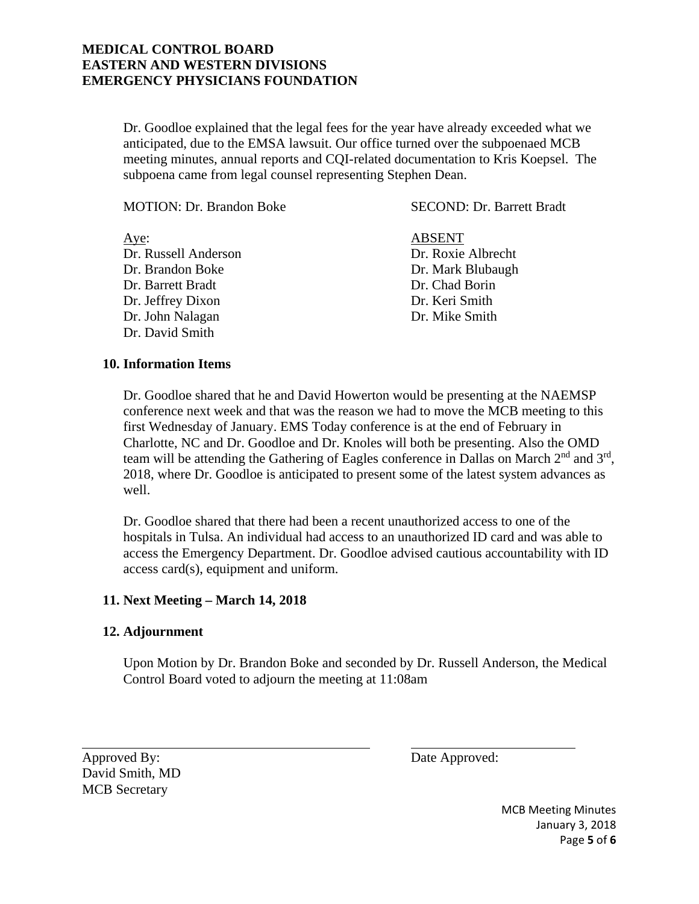Dr. Goodloe explained that the legal fees for the year have already exceeded what we anticipated, due to the EMSA lawsuit. Our office turned over the subpoenaed MCB meeting minutes, annual reports and CQI-related documentation to Kris Koepsel. The subpoena came from legal counsel representing Stephen Dean.

MOTION: Dr. Brandon Boke SECOND: Dr. Barrett Bradt

| Aye: | ABSENT |
|---|---|
| Dr. Russell Anderson | Dr. Roxie Albrecht |
| Dr. Brandon Boke | Dr. Mark Blubaugh |
| Dr. Barrett Bradt | Dr. Chad Borin |
| Dr. Jeffrey Dixon | Dr. Keri Smith |
| Dr. John Nalagan | Dr. Mike Smith |
| Dr. David Smith | |

### 10. Information Items

Dr. Goodloe shared that he and David Howerton would be presenting at the NAEMSP conference next week and that was the reason we had to move the MCB meeting to this first Wednesday of January. EMS Today conference is at the end of February in Charlotte, NC and Dr. Goodloe and Dr. Knoles will both be presenting. Also the OMD team will be attending the Gathering of Eagles conference in Dallas on March 2nd and 3rd, 2018, where Dr. Goodloe is anticipated to present some of the latest system advances as well.

Dr. Goodloe shared that there had been a recent unauthorized access to one of the hospitals in Tulsa. An individual had access to an unauthorized ID card and was able to access the Emergency Department. Dr. Goodloe advised cautious accountability with ID access card(s), equipment and uniform.

### 11. Next Meeting – March 14, 2018

### 12. Adjournment

Upon Motion by Dr. Brandon Boke and seconded by Dr. Russell Anderson, the Medical Control Board voted to adjourn the meeting at 11:08am

Approved By: Date Approved:
David Smith, MD
MCB Secretary